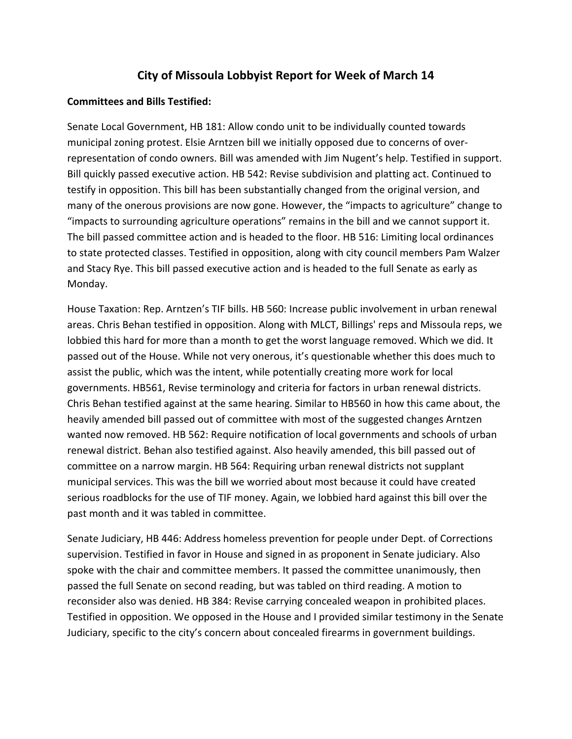# City of Missoula Lobbyist Report for Week of March 14

**Committees and Bills Testified:**

Senate Local Government, HB 181: Allow condo unit to be individually counted towards municipal zoning protest. Elsie Arntzen bill we initially opposed due to concerns of over-representation of condo owners. Bill was amended with Jim Nugent's help. Testified in support. Bill quickly passed executive action. HB 542: Revise subdivision and platting act. Continued to testify in opposition. This bill has been substantially changed from the original version, and many of the onerous provisions are now gone. However, the "impacts to agriculture" change to "impacts to surrounding agriculture operations" remains in the bill and we cannot support it. The bill passed committee action and is headed to the floor. HB 516: Limiting local ordinances to state protected classes. Testified in opposition, along with city council members Pam Walzer and Stacy Rye. This bill passed executive action and is headed to the full Senate as early as Monday.

House Taxation: Rep. Arntzen's TIF bills. HB 560: Increase public involvement in urban renewal areas. Chris Behan testified in opposition. Along with MLCT, Billings' reps and Missoula reps, we lobbied this hard for more than a month to get the worst language removed. Which we did. It passed out of the House. While not very onerous, it's questionable whether this does much to assist the public, which was the intent, while potentially creating more work for local governments. HB561, Revise terminology and criteria for factors in urban renewal districts. Chris Behan testified against at the same hearing. Similar to HB560 in how this came about, the heavily amended bill passed out of committee with most of the suggested changes Arntzen wanted now removed. HB 562: Require notification of local governments and schools of urban renewal district. Behan also testified against. Also heavily amended, this bill passed out of committee on a narrow margin. HB 564: Requiring urban renewal districts not supplant municipal services. This was the bill we worried about most because it could have created serious roadblocks for the use of TIF money. Again, we lobbied hard against this bill over the past month and it was tabled in committee.

Senate Judiciary, HB 446: Address homeless prevention for people under Dept. of Corrections supervision. Testified in favor in House and signed in as proponent in Senate judiciary. Also spoke with the chair and committee members. It passed the committee unanimously, then passed the full Senate on second reading, but was tabled on third reading. A motion to reconsider also was denied. HB 384: Revise carrying concealed weapon in prohibited places. Testified in opposition. We opposed in the House and I provided similar testimony in the Senate Judiciary, specific to the city's concern about concealed firearms in government buildings.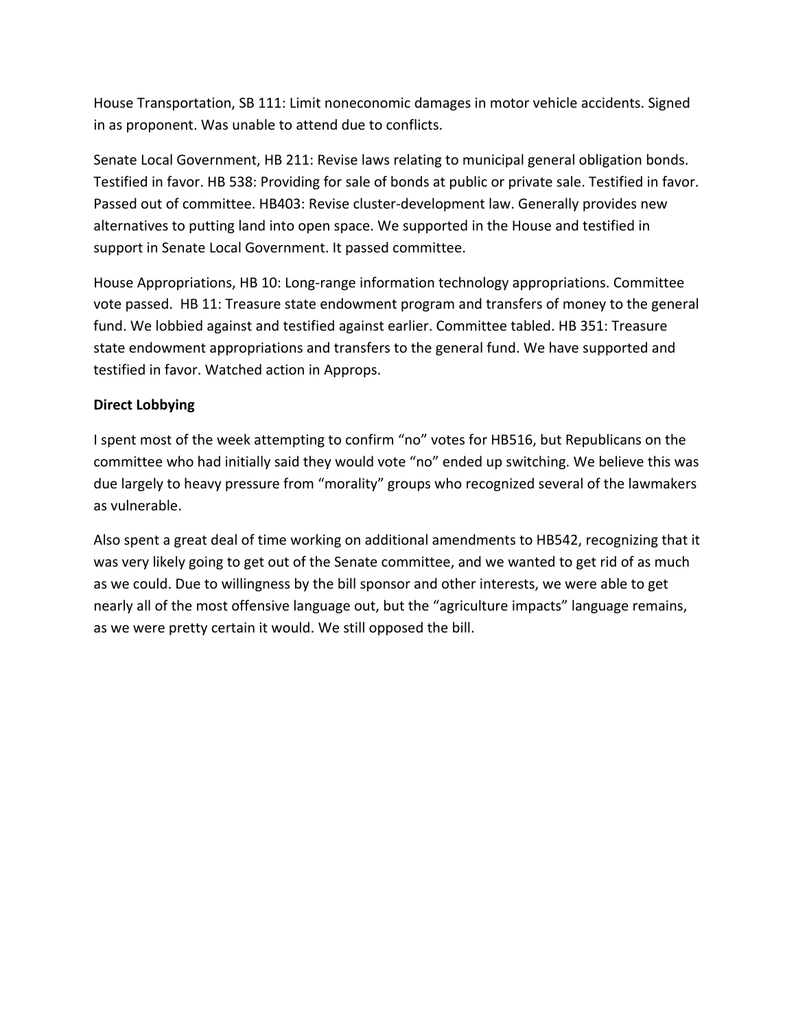House Transportation, SB 111: Limit noneconomic damages in motor vehicle accidents. Signed in as proponent. Was unable to attend due to conflicts.

Senate Local Government, HB 211: Revise laws relating to municipal general obligation bonds. Testified in favor. HB 538: Providing for sale of bonds at public or private sale. Testified in favor. Passed out of committee. HB403: Revise cluster-development law. Generally provides new alternatives to putting land into open space. We supported in the House and testified in support in Senate Local Government. It passed committee.

House Appropriations, HB 10: Long-range information technology appropriations. Committee vote passed. HB 11: Treasure state endowment program and transfers of money to the general fund. We lobbied against and testified against earlier. Committee tabled. HB 351: Treasure state endowment appropriations and transfers to the general fund. We have supported and testified in favor. Watched action in Approps.

**Direct Lobbying**

I spent most of the week attempting to confirm "no" votes for HB516, but Republicans on the committee who had initially said they would vote "no" ended up switching. We believe this was due largely to heavy pressure from "morality" groups who recognized several of the lawmakers as vulnerable.

Also spent a great deal of time working on additional amendments to HB542, recognizing that it was very likely going to get out of the Senate committee, and we wanted to get rid of as much as we could. Due to willingness by the bill sponsor and other interests, we were able to get nearly all of the most offensive language out, but the "agriculture impacts" language remains, as we were pretty certain it would. We still opposed the bill.